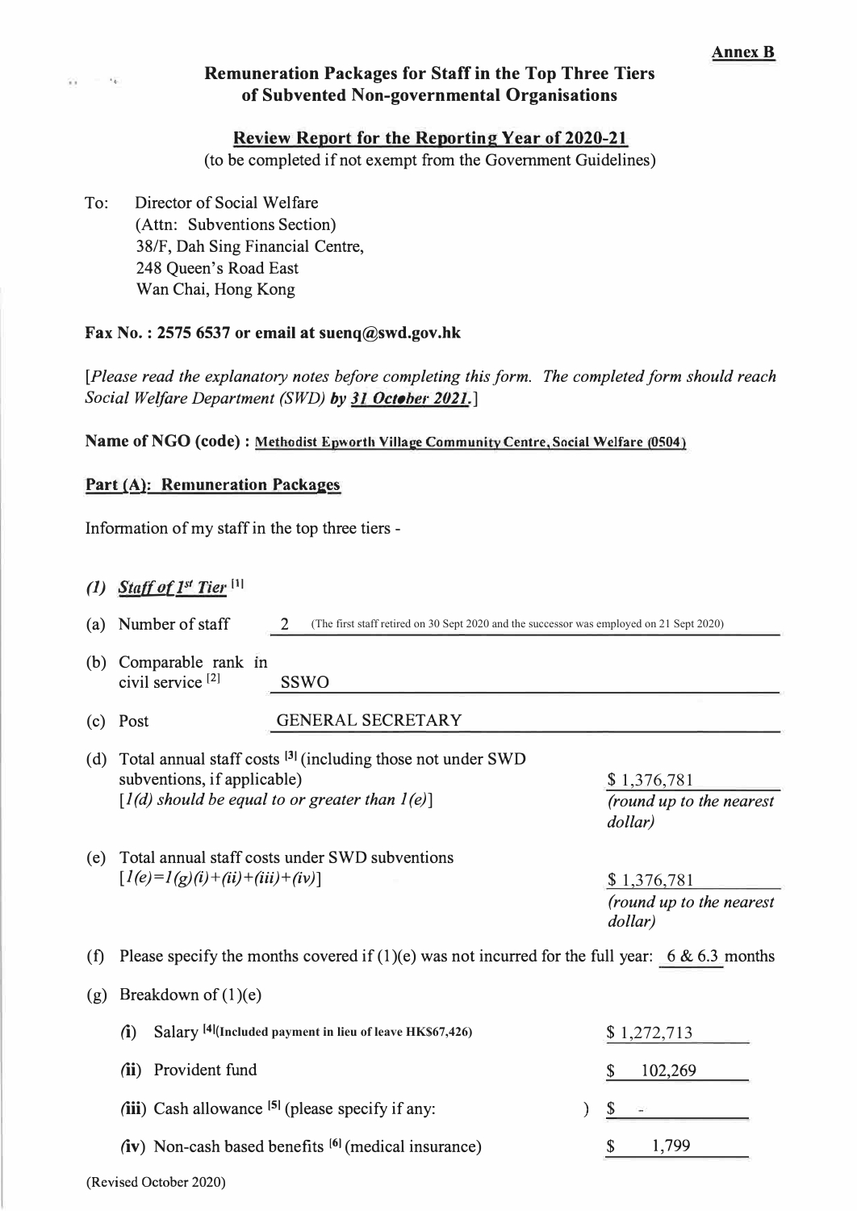**Annex B**

## Remuneration Packages for Staff in the Top Three Tiers of Subvented Non-governmental Organisations

### Review Report for the Reporting Year of 2020-21

(to be completed if not exempt from the Government Guidelines)

To: Director of Social Welfare
(Attn: Subventions Section)
38/F, Dah Sing Financial Centre,
248 Queen's Road East
Wan Chai, Hong Kong

**Fax No. : 2575 6537 or email at suenq@swd.gov.hk**

*[Please read the explanatory notes before completing this form. The completed form should reach Social Welfare Department (SWD)* ***by 31 October 2021.****]*

**Name of NGO (code) :** Methodist Epworth Village Community Centre, Social Welfare (0504)

**Part (A): Remuneration Packages**

Information of my staff in the top three tiers -

*(1) Staff of 1st Tier* [1]

(a) Number of staff 2 (The first staff retired on 30 Sept 2020 and the successor was employed on 21 Sept 2020)

(b) Comparable rank in civil service [2] SSWO

(c) Post GENERAL SECRETARY

(d) Total annual staff costs [3] (including those not under SWD subventions, if applicable)
*[1(d) should be equal to or greater than 1(e)]*
$ 1,376,781 *(round up to the nearest dollar)*

(e) Total annual staff costs under SWD subventions
*[1(e)=1(g)(i)+(ii)+(iii)+(iv)]*
$ 1,376,781 *(round up to the nearest dollar)*

(f) Please specify the months covered if (1)(e) was not incurred for the full year: 6 & 6.3 months

(g) Breakdown of (1)(e)

(i) Salary [4] (Included payment in lieu of leave HK$67,426) $ 1,272,713

(ii) Provident fund $ 102,269

(iii) Cash allowance [5] (please specify if any: ) $ -

(iv) Non-cash based benefits [6] (medical insurance) $ 1,799

(Revised October 2020)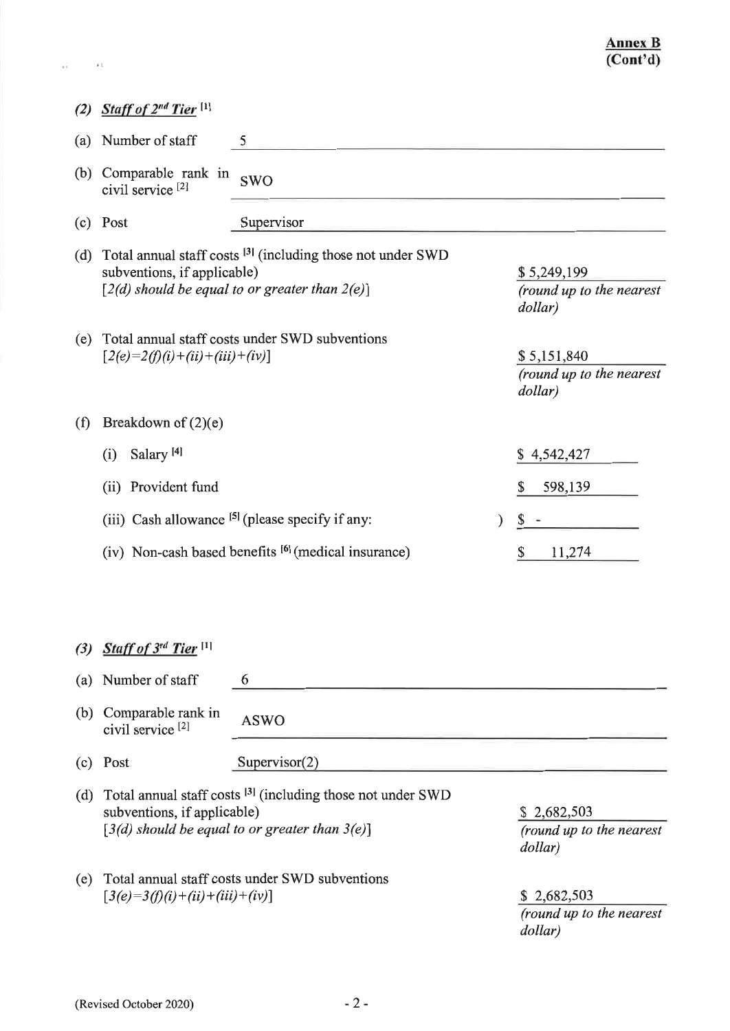**Annex B (Cont'd)**

## (2) *Staff of 2nd Tier* [1]

(a) Number of staff: 5

(b) Comparable rank in civil service [2]: SWO

(c) Post: Supervisor

(d) Total annual staff costs [3] (including those not under SWD subventions, if applicable) *[2(d) should be equal to or greater than 2(e)]*: $ 5,249,199 *(round up to the nearest dollar)*

(e) Total annual staff costs under SWD subventions *[2(e)=2(f)(i)+(ii)+(iii)+(iv)]*: $ 5,151,840 *(round up to the nearest dollar)*

(f) Breakdown of (2)(e)

- (i) Salary [4]: $ 4,542,427
- (ii) Provident fund: $ 598,139
- (iii) Cash allowance [5] (please specify if any: ): $ -
- (iv) Non-cash based benefits [6] (medical insurance): $ 11,274

## (3) *Staff of 3rd Tier* [1]

(a) Number of staff: 6

(b) Comparable rank in civil service [2]: ASWO

(c) Post: Supervisor(2)

(d) Total annual staff costs [3] (including those not under SWD subventions, if applicable) *[3(d) should be equal to or greater than 3(e)]*: $ 2,682,503 *(round up to the nearest dollar)*

(e) Total annual staff costs under SWD subventions *[3(e)=3(f)(i)+(ii)+(iii)+(iv)]*: $ 2,682,503 *(round up to the nearest dollar)*

(Revised October 2020)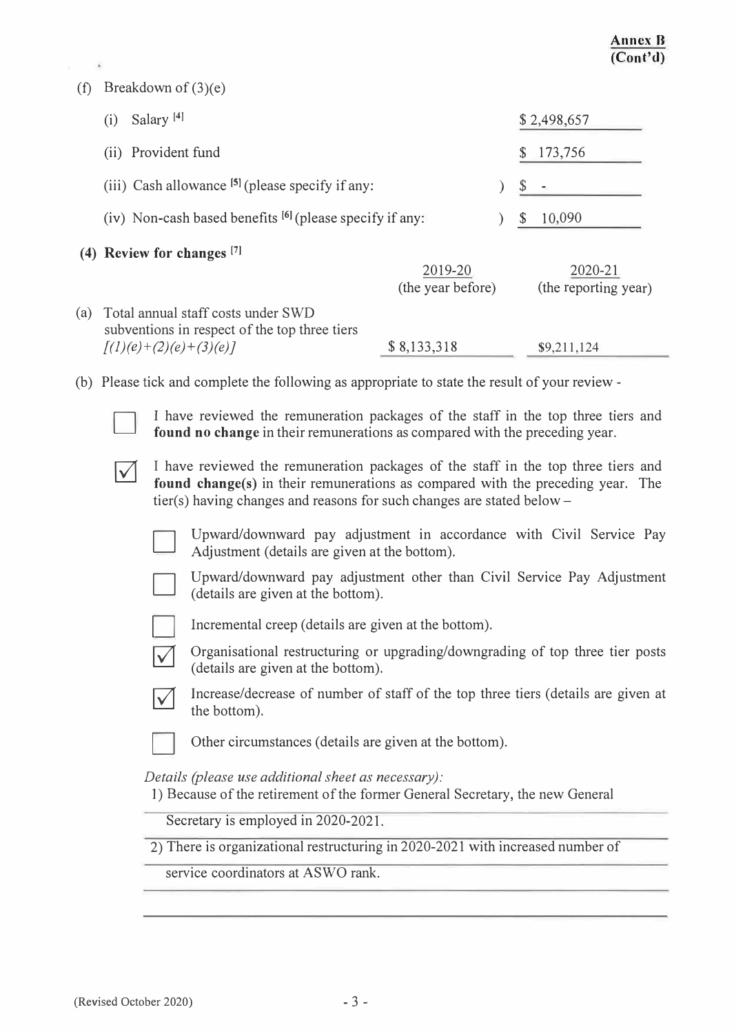**Annex B (Cont'd)**

(f) Breakdown of (3)(e)

| | |
|---|---|
| (i) Salary [4] | $ 2,498,657 |
| (ii) Provident fund | $ 173,756 |
| (iii) Cash allowance [5] (please specify if any: ) | $ - |
| (iv) Non-cash based benefits [6] (please specify if any: ) | $ 10,090 |

**(4) Review for changes [7]**

| | 2019-20 (the year before) | 2020-21 (the reporting year) |
|---|---|---|
| (a) Total annual staff costs under SWD subventions in respect of the top three tiers *[(1)(e)+(2)(e)+(3)(e)]* | $ 8,133,318 | $9,211,124 |

(b) Please tick and complete the following as appropriate to state the result of your review -

☐ I have reviewed the remuneration packages of the staff in the top three tiers and **found no change** in their remunerations as compared with the preceding year.

☑ I have reviewed the remuneration packages of the staff in the top three tiers and **found change(s)** in their remunerations as compared with the preceding year. The tier(s) having changes and reasons for such changes are stated below –

- ☐ Upward/downward pay adjustment in accordance with Civil Service Pay Adjustment (details are given at the bottom).
- ☐ Upward/downward pay adjustment other than Civil Service Pay Adjustment (details are given at the bottom).
- ☐ Incremental creep (details are given at the bottom).
- ☑ Organisational restructuring or upgrading/downgrading of top three tier posts (details are given at the bottom).
- ☑ Increase/decrease of number of staff of the top three tiers (details are given at the bottom).
- ☐ Other circumstances (details are given at the bottom).

*Details (please use additional sheet as necessary):*

1) Because of the retirement of the former General Secretary, the new General Secretary is employed in 2020-2021.

2) There is organizational restructuring in 2020-2021 with increased number of service coordinators at ASWO rank.

(Revised October 2020)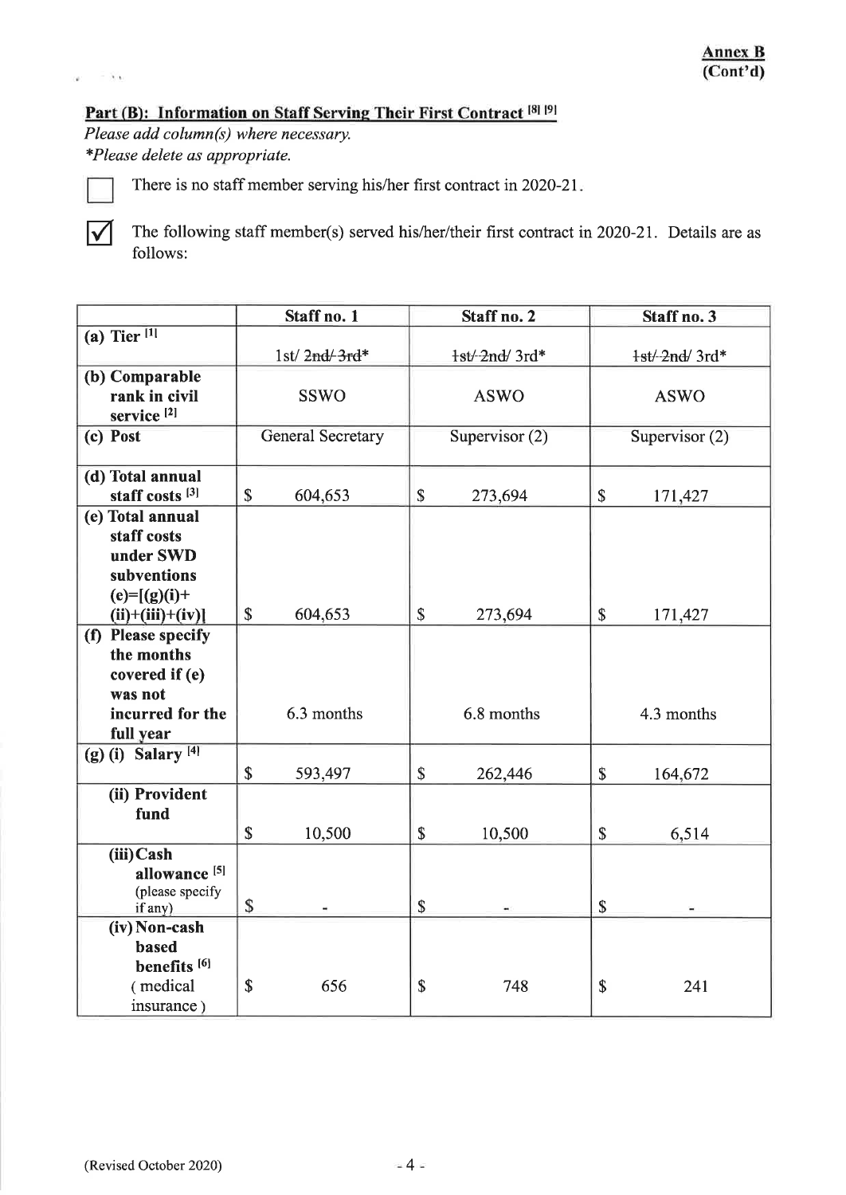**Annex B**
**(Cont'd)**

## Part (B): Information on Staff Serving Their First Contract [8] [9]

*Please add column(s) where necessary.*
*\*Please delete as appropriate.*

☐ There is no staff member serving his/her first contract in 2020-21.

☑ The following staff member(s) served his/her/their first contract in 2020-21. Details are as follows:

| | Staff no. 1 | Staff no. 2 | Staff no. 3 |
|---|---|---|---|
| (a) Tier [1] | 1st/ ~~2nd/ 3rd~~* | ~~1st/ 2nd/~~ 3rd* | ~~1st/ 2nd/~~ 3rd* |
| (b) Comparable rank in civil service [2] | SSWO | ASWO | ASWO |
| (c) Post | General Secretary | Supervisor (2) | Supervisor (2) |
| (d) Total annual staff costs [3] | $ 604,653 | $ 273,694 | $ 171,427 |
| (e) Total annual staff costs under SWD subventions (e)=[(g)(i)+(ii)+(iii)+(iv)] | $ 604,653 | $ 273,694 | $ 171,427 |
| (f) Please specify the months covered if (e) was not incurred for the full year | 6.3 months | 6.8 months | 4.3 months |
| (g) (i) Salary [4] | $ 593,497 | $ 262,446 | $ 164,672 |
| (ii) Provident fund | $ 10,500 | $ 10,500 | $ 6,514 |
| (iii) Cash allowance [5] (please specify if any) | $ - | $ - | $ - |
| (iv) Non-cash based benefits [6] ( medical insurance ) | $ 656 | $ 748 | $ 241 |

(Revised October 2020)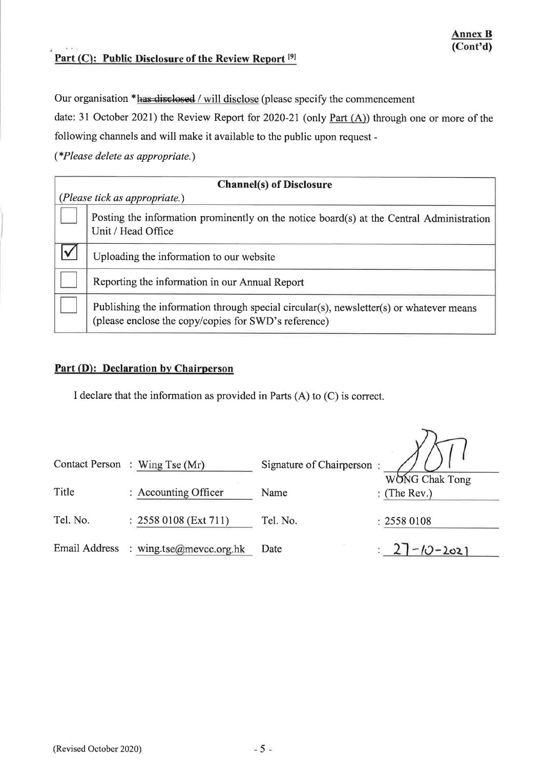**Annex B (Cont'd)**

## Part (C): Public Disclosure of the Review Report [9]

Our organisation *~~has disclosed~~ / will disclose (please specify the commencement date: 31 October 2021) the Review Report for 2020-21 (only Part (A)) through one or more of the following channels and will make it available to the public upon request -

(*Please delete as appropriate.*)

| Channel(s) of Disclosure (*Please tick as appropriate.*) | |
|---|---|
| ☐ | Posting the information prominently on the notice board(s) at the Central Administration Unit / Head Office |
| ☑ | Uploading the information to our website |
| ☐ | Reporting the information in our Annual Report |
| ☐ | Publishing the information through special circular(s), newsletter(s) or whatever means (please enclose the copy/copies for SWD's reference) |

## Part (D): Declaration by Chairperson

I declare that the information as provided in Parts (A) to (C) is correct.

| | | | |
|---|---|---|---|
| Contact Person | : Wing Tse (Mr) | Signature of Chairperson | : [signature] |
| Title | : Accounting Officer | Name | : WONG Chak Tong (The Rev.) |
| Tel. No. | : 2558 0108 (Ext 711) | Tel. No. | : 2558 0108 |
| Email Address | : wing.tse@mevcc.org.hk | Date | : 27-10-2021 |

(Revised October 2020)